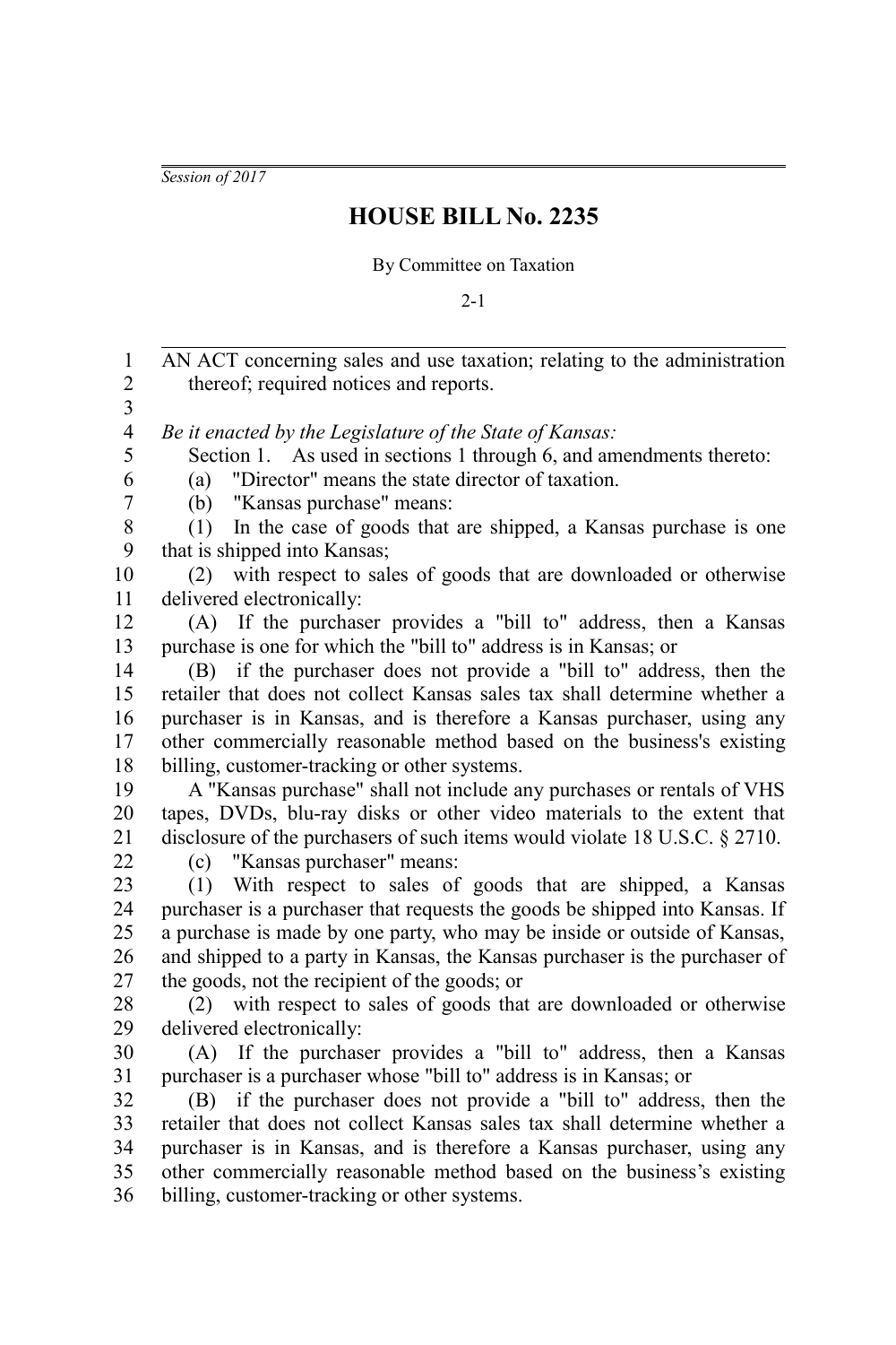*Session of 2017*

# HOUSE BILL No. 2235

By Committee on Taxation

2-1

AN ACT concerning sales and use taxation; relating to the administration thereof; required notices and reports.

*Be it enacted by the Legislature of the State of Kansas:*

Section 1. As used in sections 1 through 6, and amendments thereto:

(a) "Director" means the state director of taxation.

(b) "Kansas purchase" means:

(1) In the case of goods that are shipped, a Kansas purchase is one that is shipped into Kansas;

(2) with respect to sales of goods that are downloaded or otherwise delivered electronically:

(A) If the purchaser provides a "bill to" address, then a Kansas purchase is one for which the "bill to" address is in Kansas; or

(B) if the purchaser does not provide a "bill to" address, then the retailer that does not collect Kansas sales tax shall determine whether a purchaser is in Kansas, and is therefore a Kansas purchaser, using any other commercially reasonable method based on the business's existing billing, customer-tracking or other systems.

A "Kansas purchase" shall not include any purchases or rentals of VHS tapes, DVDs, blu-ray disks or other video materials to the extent that disclosure of the purchasers of such items would violate 18 U.S.C. § 2710.

(c) "Kansas purchaser" means:

(1) With respect to sales of goods that are shipped, a Kansas purchaser is a purchaser that requests the goods be shipped into Kansas. If a purchase is made by one party, who may be inside or outside of Kansas, and shipped to a party in Kansas, the Kansas purchaser is the purchaser of the goods, not the recipient of the goods; or

(2) with respect to sales of goods that are downloaded or otherwise delivered electronically:

(A) If the purchaser provides a "bill to" address, then a Kansas purchaser is a purchaser whose "bill to" address is in Kansas; or

(B) if the purchaser does not provide a "bill to" address, then the retailer that does not collect Kansas sales tax shall determine whether a purchaser is in Kansas, and is therefore a Kansas purchaser, using any other commercially reasonable method based on the business's existing billing, customer-tracking or other systems.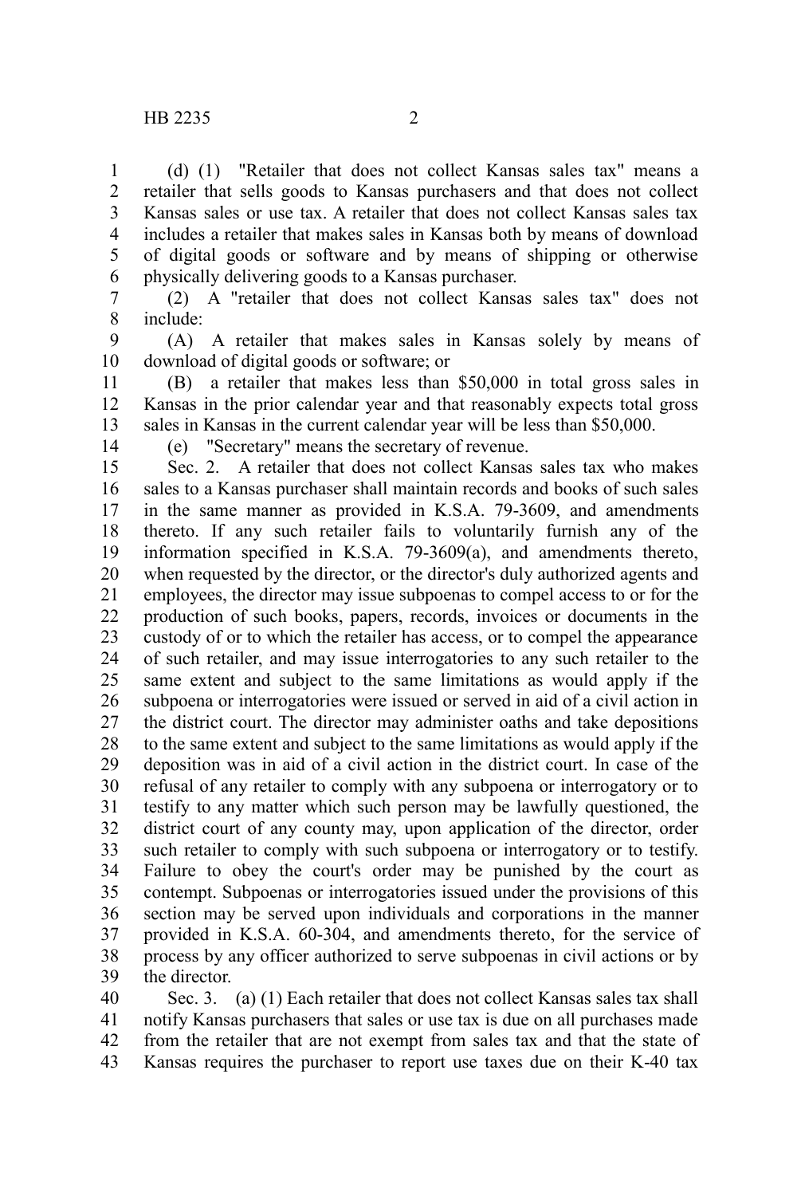(d) (1) "Retailer that does not collect Kansas sales tax" means a retailer that sells goods to Kansas purchasers and that does not collect Kansas sales or use tax. A retailer that does not collect Kansas sales tax includes a retailer that makes sales in Kansas both by means of download of digital goods or software and by means of shipping or otherwise physically delivering goods to a Kansas purchaser.

(2) A "retailer that does not collect Kansas sales tax" does not include:

(A) A retailer that makes sales in Kansas solely by means of download of digital goods or software; or

(B) a retailer that makes less than $50,000 in total gross sales in Kansas in the prior calendar year and that reasonably expects total gross sales in Kansas in the current calendar year will be less than $50,000.

(e) "Secretary" means the secretary of revenue.

Sec. 2. A retailer that does not collect Kansas sales tax who makes sales to a Kansas purchaser shall maintain records and books of such sales in the same manner as provided in K.S.A. 79-3609, and amendments thereto. If any such retailer fails to voluntarily furnish any of the information specified in K.S.A. 79-3609(a), and amendments thereto, when requested by the director, or the director's duly authorized agents and employees, the director may issue subpoenas to compel access to or for the production of such books, papers, records, invoices or documents in the custody of or to which the retailer has access, or to compel the appearance of such retailer, and may issue interrogatories to any such retailer to the same extent and subject to the same limitations as would apply if the subpoena or interrogatories were issued or served in aid of a civil action in the district court. The director may administer oaths and take depositions to the same extent and subject to the same limitations as would apply if the deposition was in aid of a civil action in the district court. In case of the refusal of any retailer to comply with any subpoena or interrogatory or to testify to any matter which such person may be lawfully questioned, the district court of any county may, upon application of the director, order such retailer to comply with such subpoena or interrogatory or to testify. Failure to obey the court's order may be punished by the court as contempt. Subpoenas or interrogatories issued under the provisions of this section may be served upon individuals and corporations in the manner provided in K.S.A. 60-304, and amendments thereto, for the service of process by any officer authorized to serve subpoenas in civil actions or by the director.

Sec. 3. (a) (1) Each retailer that does not collect Kansas sales tax shall notify Kansas purchasers that sales or use tax is due on all purchases made from the retailer that are not exempt from sales tax and that the state of Kansas requires the purchaser to report use taxes due on their K-40 tax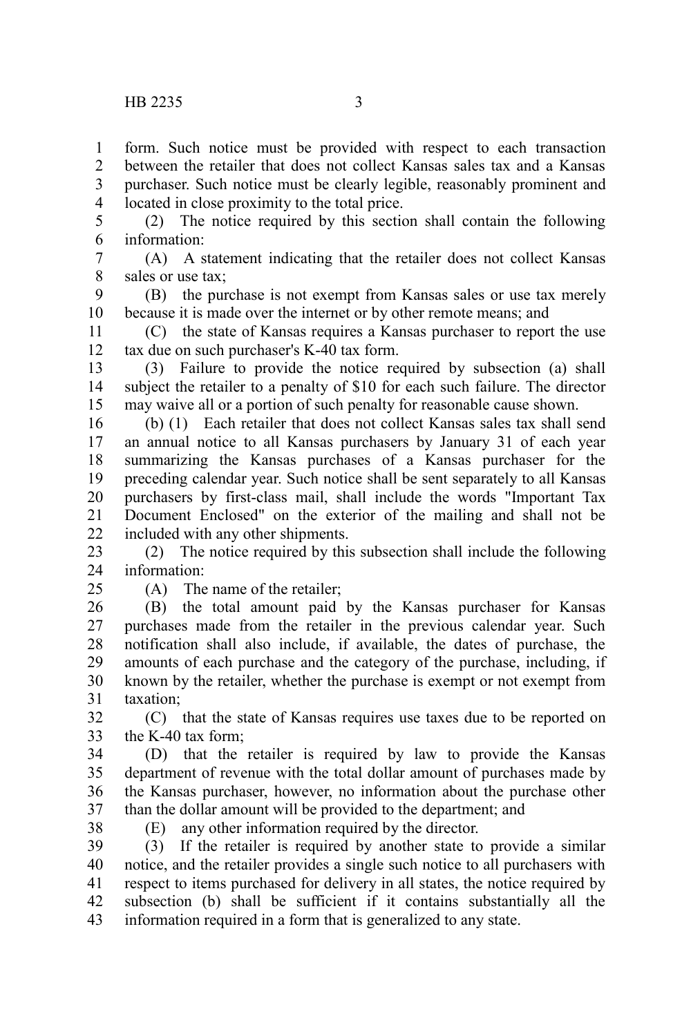form. Such notice must be provided with respect to each transaction between the retailer that does not collect Kansas sales tax and a Kansas purchaser. Such notice must be clearly legible, reasonably prominent and located in close proximity to the total price.

(2) The notice required by this section shall contain the following information:

(A) A statement indicating that the retailer does not collect Kansas sales or use tax;

(B) the purchase is not exempt from Kansas sales or use tax merely because it is made over the internet or by other remote means; and

(C) the state of Kansas requires a Kansas purchaser to report the use tax due on such purchaser's K-40 tax form.

(3) Failure to provide the notice required by subsection (a) shall subject the retailer to a penalty of $10 for each such failure. The director may waive all or a portion of such penalty for reasonable cause shown.

(b) (1) Each retailer that does not collect Kansas sales tax shall send an annual notice to all Kansas purchasers by January 31 of each year summarizing the Kansas purchases of a Kansas purchaser for the preceding calendar year. Such notice shall be sent separately to all Kansas purchasers by first-class mail, shall include the words "Important Tax Document Enclosed" on the exterior of the mailing and shall not be included with any other shipments.

(2) The notice required by this subsection shall include the following information:

(A) The name of the retailer;

(B) the total amount paid by the Kansas purchaser for Kansas purchases made from the retailer in the previous calendar year. Such notification shall also include, if available, the dates of purchase, the amounts of each purchase and the category of the purchase, including, if known by the retailer, whether the purchase is exempt or not exempt from taxation;

(C) that the state of Kansas requires use taxes due to be reported on the K-40 tax form;

(D) that the retailer is required by law to provide the Kansas department of revenue with the total dollar amount of purchases made by the Kansas purchaser, however, no information about the purchase other than the dollar amount will be provided to the department; and

(E) any other information required by the director.

(3) If the retailer is required by another state to provide a similar notice, and the retailer provides a single such notice to all purchasers with respect to items purchased for delivery in all states, the notice required by subsection (b) shall be sufficient if it contains substantially all the information required in a form that is generalized to any state.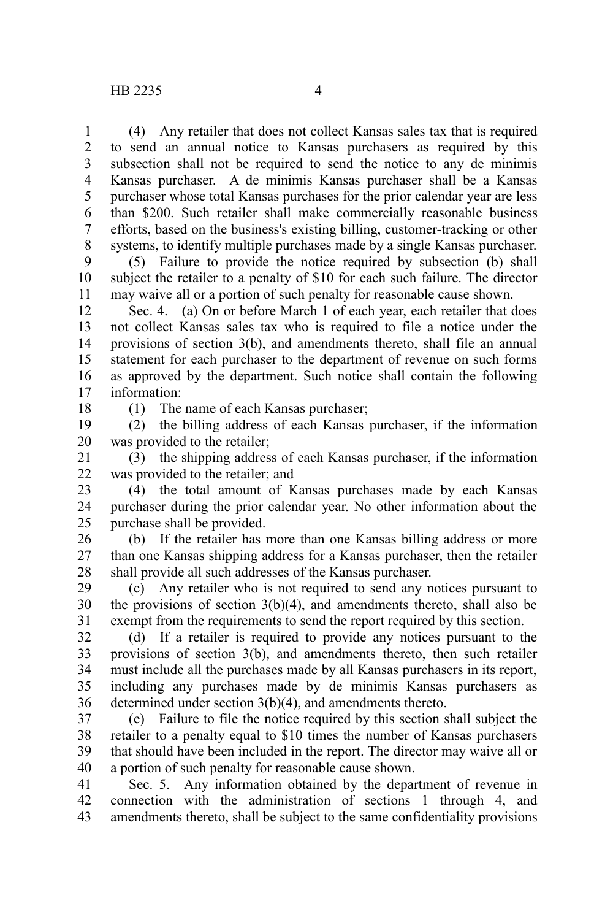(4) Any retailer that does not collect Kansas sales tax that is required to send an annual notice to Kansas purchasers as required by this subsection shall not be required to send the notice to any de minimis Kansas purchaser. A de minimis Kansas purchaser shall be a Kansas purchaser whose total Kansas purchases for the prior calendar year are less than $200. Such retailer shall make commercially reasonable business efforts, based on the business's existing billing, customer-tracking or other systems, to identify multiple purchases made by a single Kansas purchaser.

(5) Failure to provide the notice required by subsection (b) shall subject the retailer to a penalty of $10 for each such failure. The director may waive all or a portion of such penalty for reasonable cause shown.

Sec. 4. (a) On or before March 1 of each year, each retailer that does not collect Kansas sales tax who is required to file a notice under the provisions of section 3(b), and amendments thereto, shall file an annual statement for each purchaser to the department of revenue on such forms as approved by the department. Such notice shall contain the following information:

(1) The name of each Kansas purchaser;

(2) the billing address of each Kansas purchaser, if the information was provided to the retailer;

(3) the shipping address of each Kansas purchaser, if the information was provided to the retailer; and

(4) the total amount of Kansas purchases made by each Kansas purchaser during the prior calendar year. No other information about the purchase shall be provided.

(b) If the retailer has more than one Kansas billing address or more than one Kansas shipping address for a Kansas purchaser, then the retailer shall provide all such addresses of the Kansas purchaser.

(c) Any retailer who is not required to send any notices pursuant to the provisions of section 3(b)(4), and amendments thereto, shall also be exempt from the requirements to send the report required by this section.

(d) If a retailer is required to provide any notices pursuant to the provisions of section 3(b), and amendments thereto, then such retailer must include all the purchases made by all Kansas purchasers in its report, including any purchases made by de minimis Kansas purchasers as determined under section 3(b)(4), and amendments thereto.

(e) Failure to file the notice required by this section shall subject the retailer to a penalty equal to $10 times the number of Kansas purchasers that should have been included in the report. The director may waive all or a portion of such penalty for reasonable cause shown.

Sec. 5. Any information obtained by the department of revenue in connection with the administration of sections 1 through 4, and amendments thereto, shall be subject to the same confidentiality provisions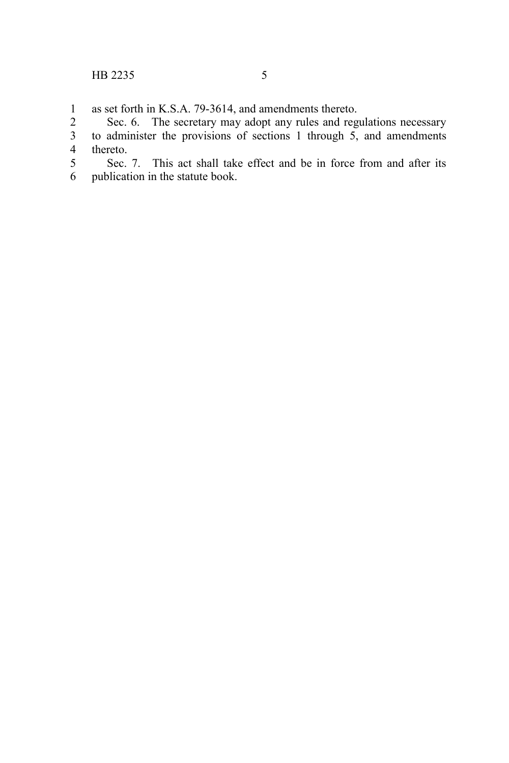as set forth in K.S.A. 79-3614, and amendments thereto.

Sec. 6. The secretary may adopt any rules and regulations necessary to administer the provisions of sections 1 through 5, and amendments thereto.

Sec. 7. This act shall take effect and be in force from and after its publication in the statute book.